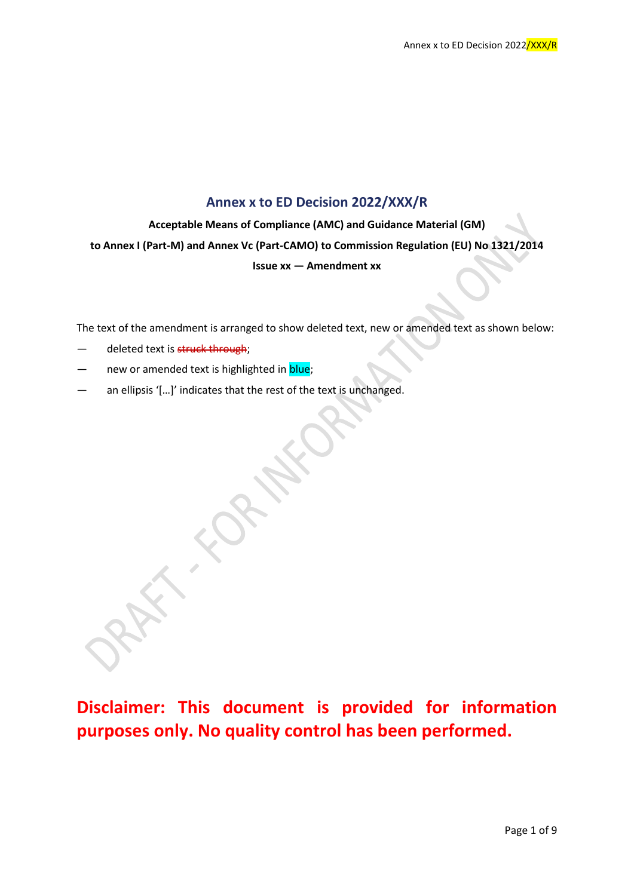# Annex x to ED Decision 2022/XXX/R

**Acceptable Means of Compliance (AMC) and Guidance Material (GM)**

**to Annex I (Part-M) and Annex Vc (Part-CAMO) to Commission Regulation (EU) No 1321/2014**

**Issue xx — Amendment xx**

The text of the amendment is arranged to show deleted text, new or amended text as shown below:

— deleted text is ~~struck through~~;

— new or amended text is highlighted in blue;

— an ellipsis '[…]' indicates that the rest of the text is unchanged.

**Disclaimer: This document is provided for information purposes only. No quality control has been performed.**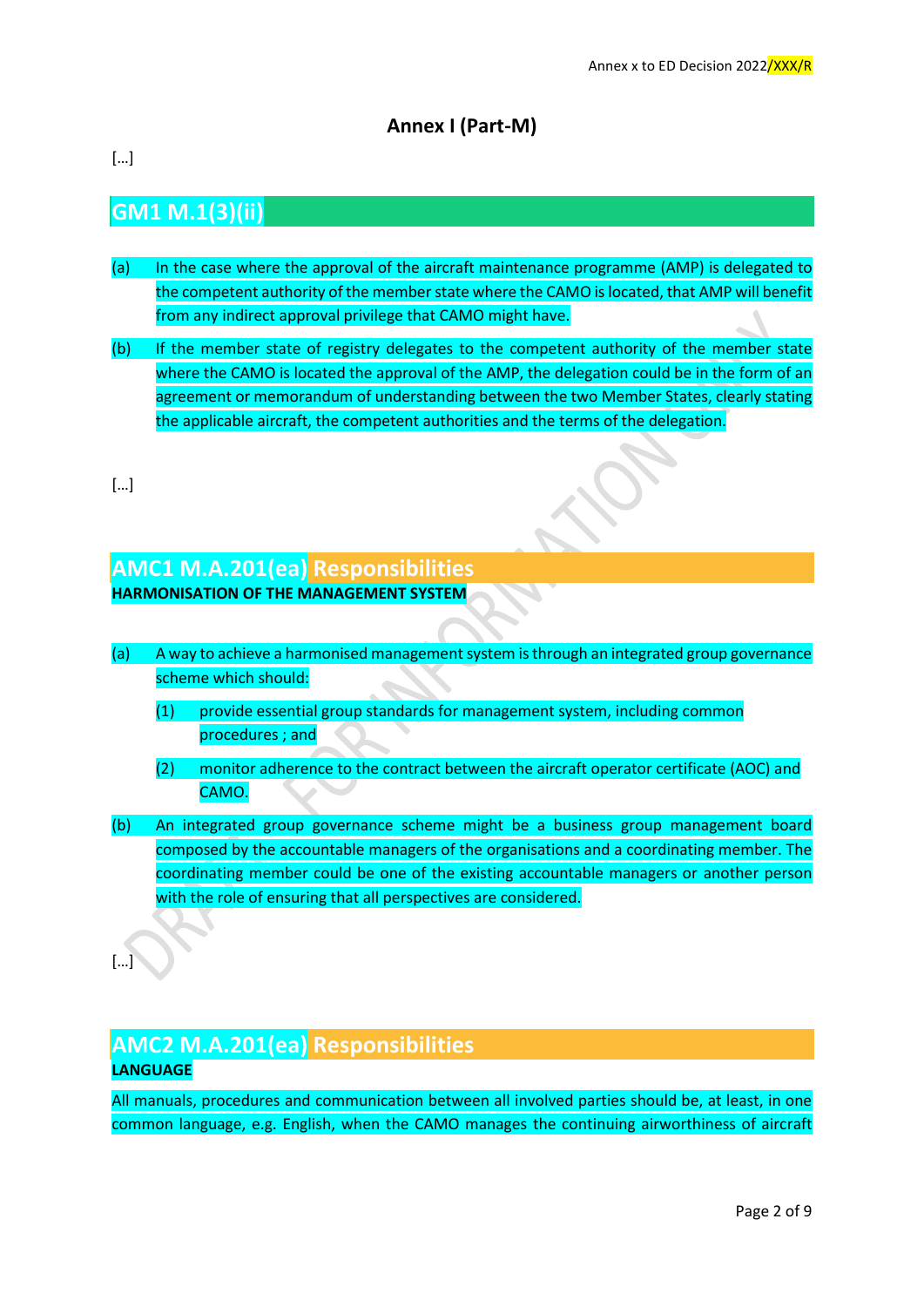# Annex I (Part-M)

[…]

## GM1 M.1(3)(ii)

(a) In the case where the approval of the aircraft maintenance programme (AMP) is delegated to the competent authority of the member state where the CAMO is located, that AMP will benefit from any indirect approval privilege that CAMO might have.

(b) If the member state of registry delegates to the competent authority of the member state where the CAMO is located the approval of the AMP, the delegation could be in the form of an agreement or memorandum of understanding between the two Member States, clearly stating the applicable aircraft, the competent authorities and the terms of the delegation.

[…]

## AMC1 M.A.201(ea) Responsibilities

**HARMONISATION OF THE MANAGEMENT SYSTEM**

(a) A way to achieve a harmonised management system is through an integrated group governance scheme which should:

   (1) provide essential group standards for management system, including common procedures ; and

   (2) monitor adherence to the contract between the aircraft operator certificate (AOC) and CAMO.

(b) An integrated group governance scheme might be a business group management board composed by the accountable managers of the organisations and a coordinating member. The coordinating member could be one of the existing accountable managers or another person with the role of ensuring that all perspectives are considered.

[…]

## AMC2 M.A.201(ea) Responsibilities

**LANGUAGE**

All manuals, procedures and communication between all involved parties should be, at least, in one common language, e.g. English, when the CAMO manages the continuing airworthiness of aircraft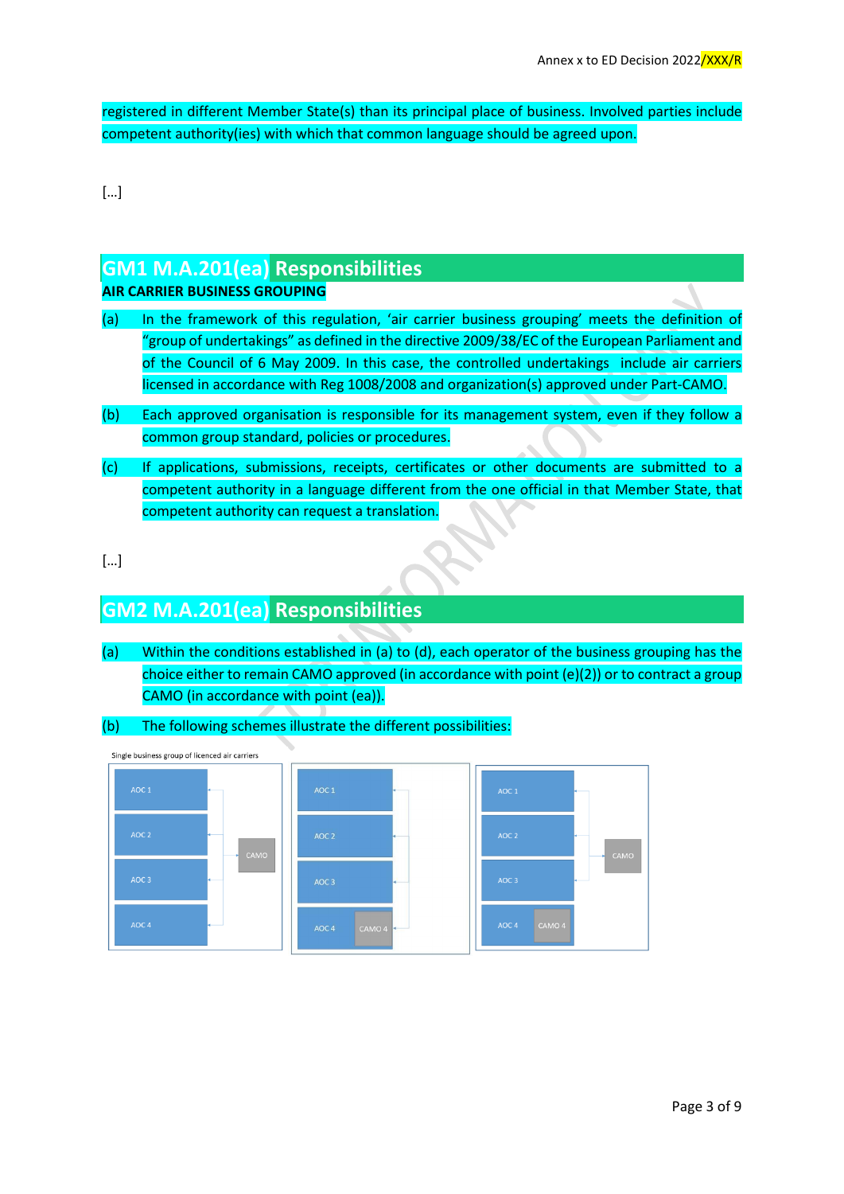registered in different Member State(s) than its principal place of business. Involved parties include competent authority(ies) with which that common language should be agreed upon.

[...]

## GM1 M.A.201(ea) Responsibilities

**AIR CARRIER BUSINESS GROUPING**

(a) In the framework of this regulation, 'air carrier business grouping' meets the definition of "group of undertakings" as defined in the directive 2009/38/EC of the European Parliament and of the Council of 6 May 2009. In this case, the controlled undertakings include air carriers licensed in accordance with Reg 1008/2008 and organization(s) approved under Part-CAMO.

(b) Each approved organisation is responsible for its management system, even if they follow a common group standard, policies or procedures.

(c) If applications, submissions, receipts, certificates or other documents are submitted to a competent authority in a language different from the one official in that Member State, that competent authority can request a translation.

[...]

## GM2 M.A.201(ea) Responsibilities

(a) Within the conditions established in (a) to (d), each operator of the business grouping has the choice either to remain CAMO approved (in accordance with point (e)(2)) or to contract a group CAMO (in accordance with point (ea)).

(b) The following schemes illustrate the different possibilities:

Single business group of licenced air carriers

AOC 1, AOC 2, AOC 3, AOC 4 — CAMO

AOC 1, AOC 2, AOC 3, AOC 4 / CAMO 4

AOC 1, AOC 2, AOC 3, AOC 4 / CAMO 4 — CAMO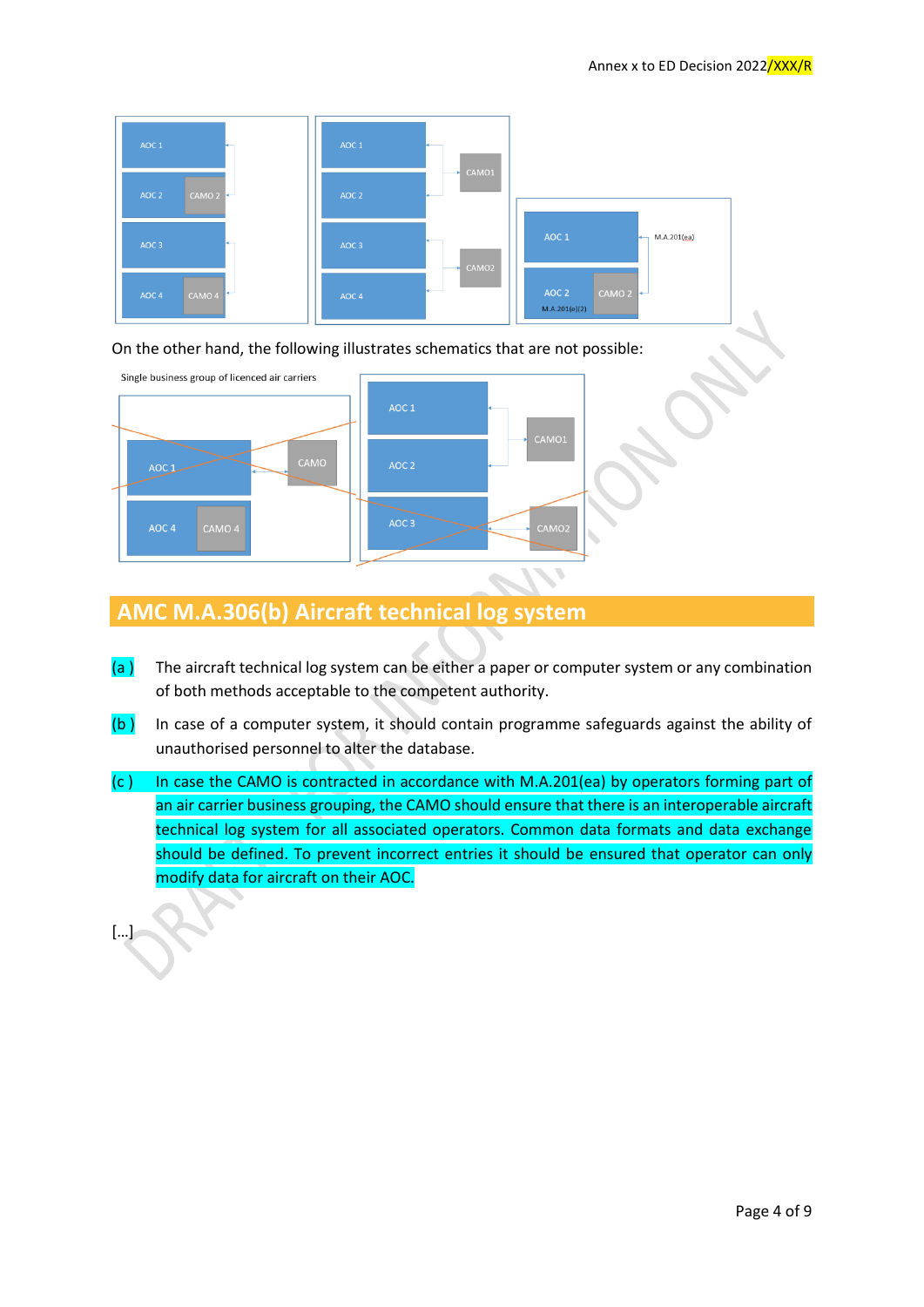On the other hand, the following illustrates schematics that are not possible:

## AMC M.A.306(b) Aircraft technical log system

(a) The aircraft technical log system can be either a paper or computer system or any combination of both methods acceptable to the competent authority.

(b) In case of a computer system, it should contain programme safeguards against the ability of unauthorised personnel to alter the database.

(c) In case the CAMO is contracted in accordance with M.A.201(ea) by operators forming part of an air carrier business grouping, the CAMO should ensure that there is an interoperable aircraft technical log system for all associated operators. Common data formats and data exchange should be defined. To prevent incorrect entries it should be ensured that operator can only modify data for aircraft on their AOC.

[…]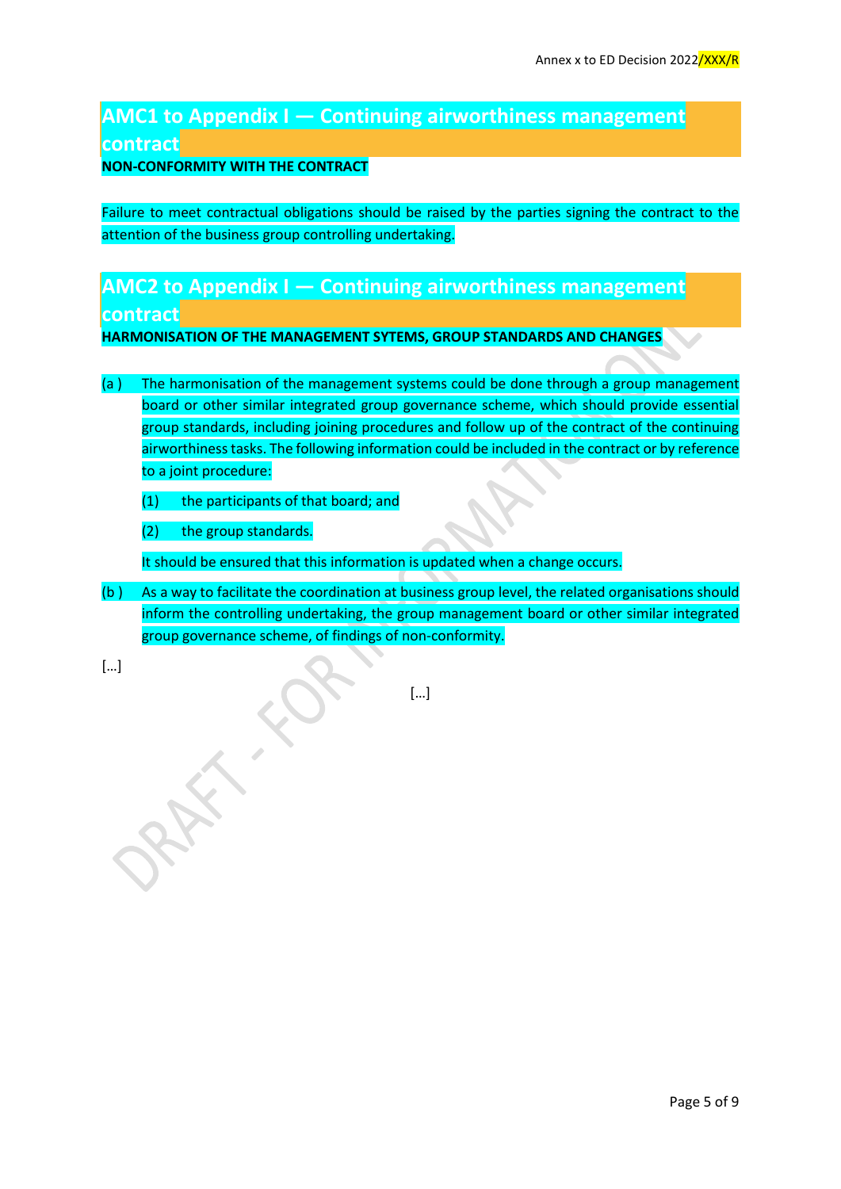## AMC1 to Appendix I — Continuing airworthiness management contract

**NON-CONFORMITY WITH THE CONTRACT**

Failure to meet contractual obligations should be raised by the parties signing the contract to the attention of the business group controlling undertaking.

## AMC2 to Appendix I — Continuing airworthiness management contract

**HARMONISATION OF THE MANAGEMENT SYTEMS, GROUP STANDARDS AND CHANGES**

(a ) The harmonisation of the management systems could be done through a group management board or other similar integrated group governance scheme, which should provide essential group standards, including joining procedures and follow up of the contract of the continuing airworthiness tasks. The following information could be included in the contract or by reference to a joint procedure:

(1) the participants of that board; and

(2) the group standards.

It should be ensured that this information is updated when a change occurs.

(b ) As a way to facilitate the coordination at business group level, the related organisations should inform the controlling undertaking, the group management board or other similar integrated group governance scheme, of findings of non-conformity.

[…]

[…]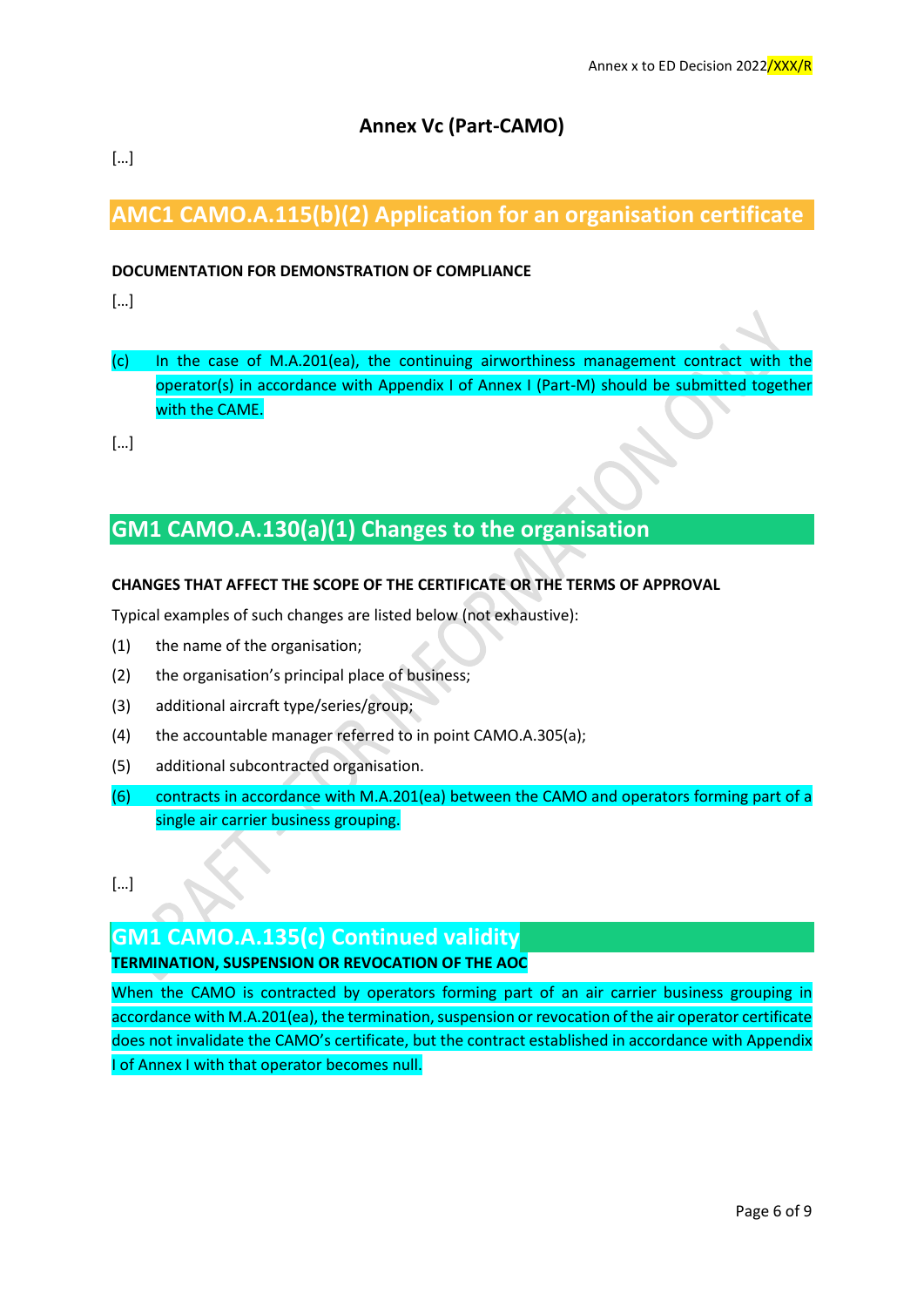# Annex Vc (Part-CAMO)

[…]

## AMC1 CAMO.A.115(b)(2) Application for an organisation certificate

**DOCUMENTATION FOR DEMONSTRATION OF COMPLIANCE**

[…]

(c) In the case of M.A.201(ea), the continuing airworthiness management contract with the operator(s) in accordance with Appendix I of Annex I (Part-M) should be submitted together with the CAME.

[…]

## GM1 CAMO.A.130(a)(1) Changes to the organisation

**CHANGES THAT AFFECT THE SCOPE OF THE CERTIFICATE OR THE TERMS OF APPROVAL**

Typical examples of such changes are listed below (not exhaustive):

(1) the name of the organisation;

(2) the organisation's principal place of business;

(3) additional aircraft type/series/group;

(4) the accountable manager referred to in point CAMO.A.305(a);

(5) additional subcontracted organisation.

(6) contracts in accordance with M.A.201(ea) between the CAMO and operators forming part of a single air carrier business grouping.

[…]

## GM1 CAMO.A.135(c) Continued validity

**TERMINATION, SUSPENSION OR REVOCATION OF THE AOC**

When the CAMO is contracted by operators forming part of an air carrier business grouping in accordance with M.A.201(ea), the termination, suspension or revocation of the air operator certificate does not invalidate the CAMO's certificate, but the contract established in accordance with Appendix I of Annex I with that operator becomes null.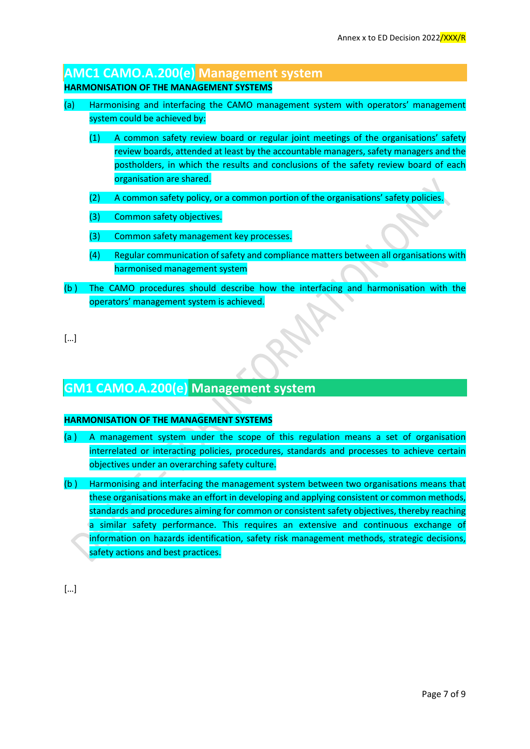## AMC1 CAMO.A.200(e) Management system

**HARMONISATION OF THE MANAGEMENT SYSTEMS**

(a) Harmonising and interfacing the CAMO management system with operators' management system could be achieved by:

(1) A common safety review board or regular joint meetings of the organisations' safety review boards, attended at least by the accountable managers, safety managers and the postholders, in which the results and conclusions of the safety review board of each organisation are shared.

(2) A common safety policy, or a common portion of the organisations' safety policies.

(3) Common safety objectives.

(3) Common safety management key processes.

(4) Regular communication of safety and compliance matters between all organisations with harmonised management system

(b ) The CAMO procedures should describe how the interfacing and harmonisation with the operators' management system is achieved.

[…]

## GM1 CAMO.A.200(e) Management system

**HARMONISATION OF THE MANAGEMENT SYSTEMS**

(a ) A management system under the scope of this regulation means a set of organisation interrelated or interacting policies, procedures, standards and processes to achieve certain objectives under an overarching safety culture.

(b ) Harmonising and interfacing the management system between two organisations means that these organisations make an effort in developing and applying consistent or common methods, standards and procedures aiming for common or consistent safety objectives, thereby reaching a similar safety performance. This requires an extensive and continuous exchange of information on hazards identification, safety risk management methods, strategic decisions, safety actions and best practices.

[…]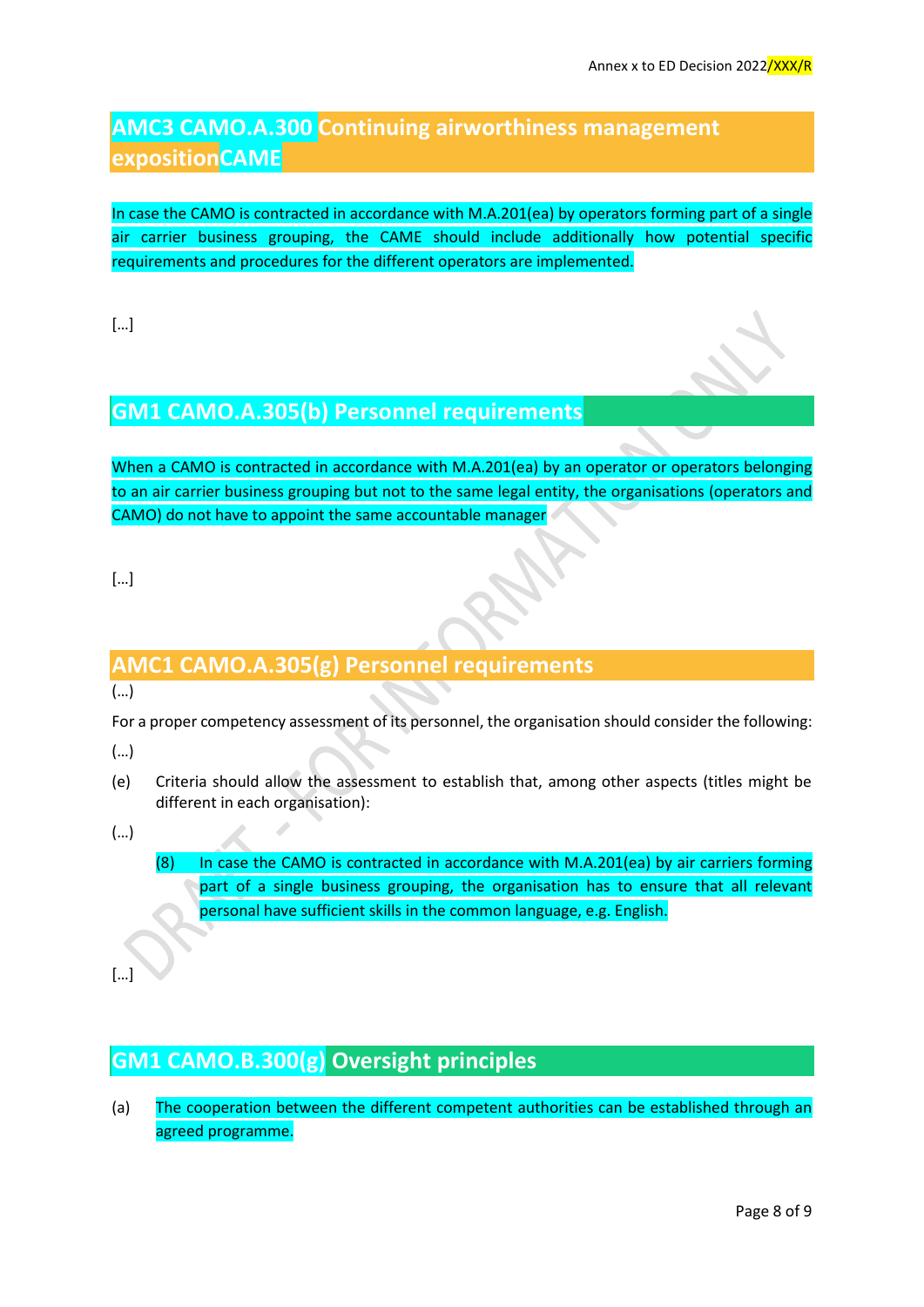## AMC3 CAMO.A.300 Continuing airworthiness management expositionCAME

In case the CAMO is contracted in accordance with M.A.201(ea) by operators forming part of a single air carrier business grouping, the CAME should include additionally how potential specific requirements and procedures for the different operators are implemented.

[…]

## GM1 CAMO.A.305(b) Personnel requirements

When a CAMO is contracted in accordance with M.A.201(ea) by an operator or operators belonging to an air carrier business grouping but not to the same legal entity, the organisations (operators and CAMO) do not have to appoint the same accountable manager

[…]

## AMC1 CAMO.A.305(g) Personnel requirements

(…)

For a proper competency assessment of its personnel, the organisation should consider the following:

(…)

(e) Criteria should allow the assessment to establish that, among other aspects (titles might be different in each organisation):

(…)

(8) In case the CAMO is contracted in accordance with M.A.201(ea) by air carriers forming part of a single business grouping, the organisation has to ensure that all relevant personal have sufficient skills in the common language, e.g. English.

[…]

## GM1 CAMO.B.300(g) Oversight principles

(a) The cooperation between the different competent authorities can be established through an agreed programme.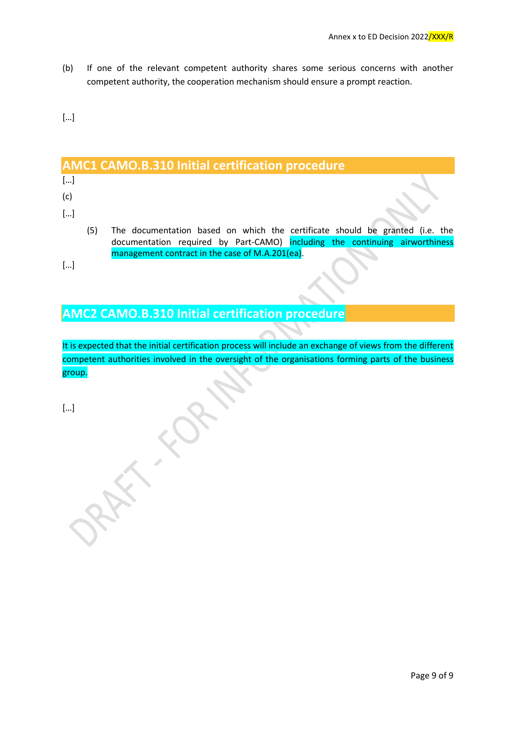(b) If one of the relevant competent authority shares some serious concerns with another competent authority, the cooperation mechanism should ensure a prompt reaction.

[…]

## AMC1 CAMO.B.310 Initial certification procedure

[…]

(c)

[…]

(5) The documentation based on which the certificate should be granted (i.e. the documentation required by Part-CAMO) including the continuing airworthiness management contract in the case of M.A.201(ea).

[…]

## AMC2 CAMO.B.310 Initial certification procedure

It is expected that the initial certification process will include an exchange of views from the different competent authorities involved in the oversight of the organisations forming parts of the business group.

[…]